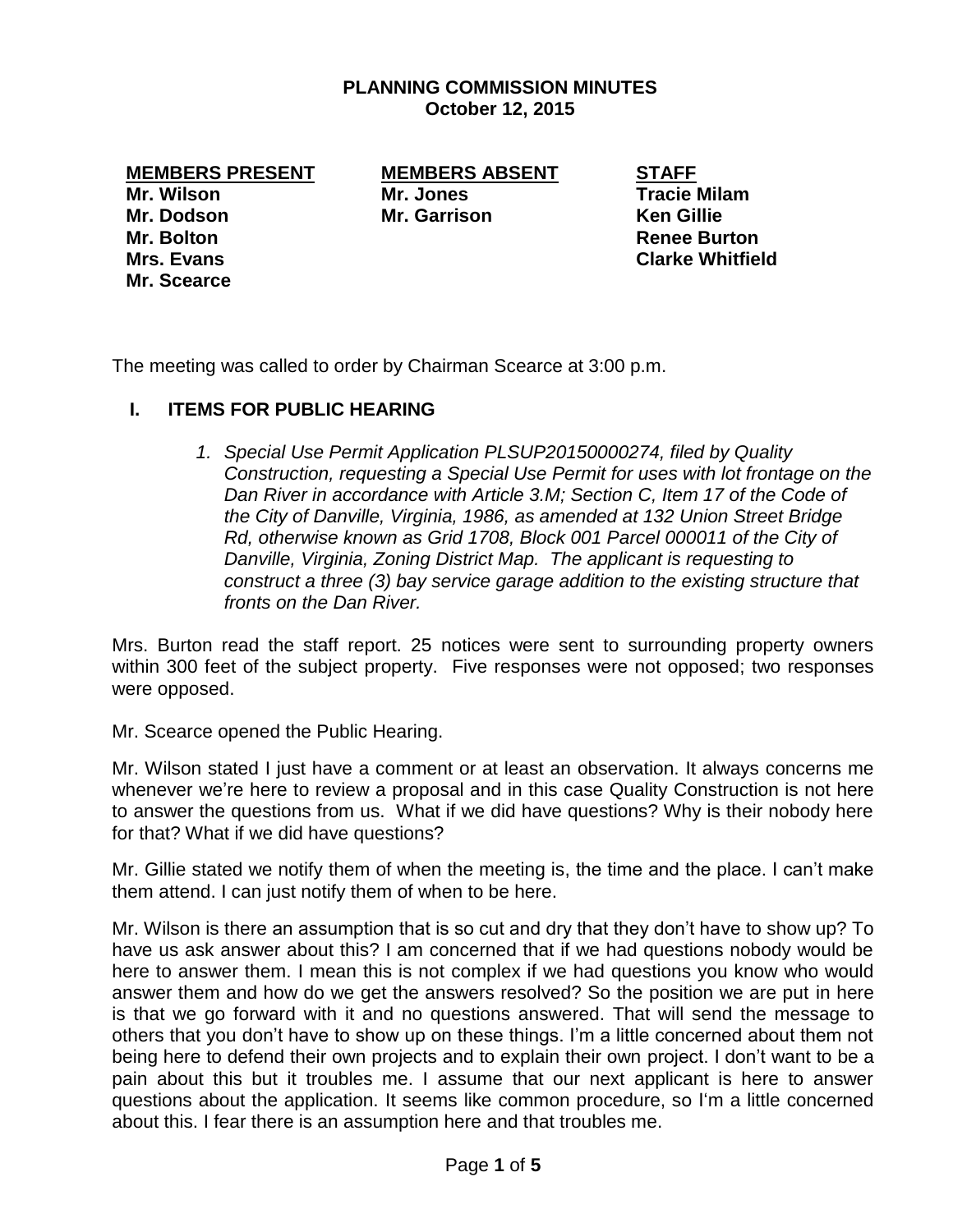# PLANNING COMMISSION MINUTES
## October 12, 2015

| MEMBERS PRESENT | MEMBERS ABSENT | STAFF |
|---|---|---|
| Mr. Wilson | Mr. Jones | Tracie Milam |
| Mr. Dodson | Mr. Garrison | Ken Gillie |
| Mr. Bolton | | Renee Burton |
| Mrs. Evans | | Clarke Whitfield |
| Mr. Scearce | | |

The meeting was called to order by Chairman Scearce at 3:00 p.m.

## I. ITEMS FOR PUBLIC HEARING

1. *Special Use Permit Application PLSUP20150000274, filed by Quality Construction, requesting a Special Use Permit for uses with lot frontage on the Dan River in accordance with Article 3.M; Section C, Item 17 of the Code of the City of Danville, Virginia, 1986, as amended at 132 Union Street Bridge Rd, otherwise known as Grid 1708, Block 001 Parcel 000011 of the City of Danville, Virginia, Zoning District Map. The applicant is requesting to construct a three (3) bay service garage addition to the existing structure that fronts on the Dan River.*

Mrs. Burton read the staff report. 25 notices were sent to surrounding property owners within 300 feet of the subject property. Five responses were not opposed; two responses were opposed.

Mr. Scearce opened the Public Hearing.

Mr. Wilson stated I just have a comment or at least an observation. It always concerns me whenever we're here to review a proposal and in this case Quality Construction is not here to answer the questions from us. What if we did have questions? Why is their nobody here for that? What if we did have questions?

Mr. Gillie stated we notify them of when the meeting is, the time and the place. I can't make them attend. I can just notify them of when to be here.

Mr. Wilson is there an assumption that is so cut and dry that they don't have to show up? To have us ask answer about this? I am concerned that if we had questions nobody would be here to answer them. I mean this is not complex if we had questions you know who would answer them and how do we get the answers resolved? So the position we are put in here is that we go forward with it and no questions answered. That will send the message to others that you don't have to show up on these things. I'm a little concerned about them not being here to defend their own projects and to explain their own project. I don't want to be a pain about this but it troubles me. I assume that our next applicant is here to answer questions about the application. It seems like common procedure, so I'm a little concerned about this. I fear there is an assumption here and that troubles me.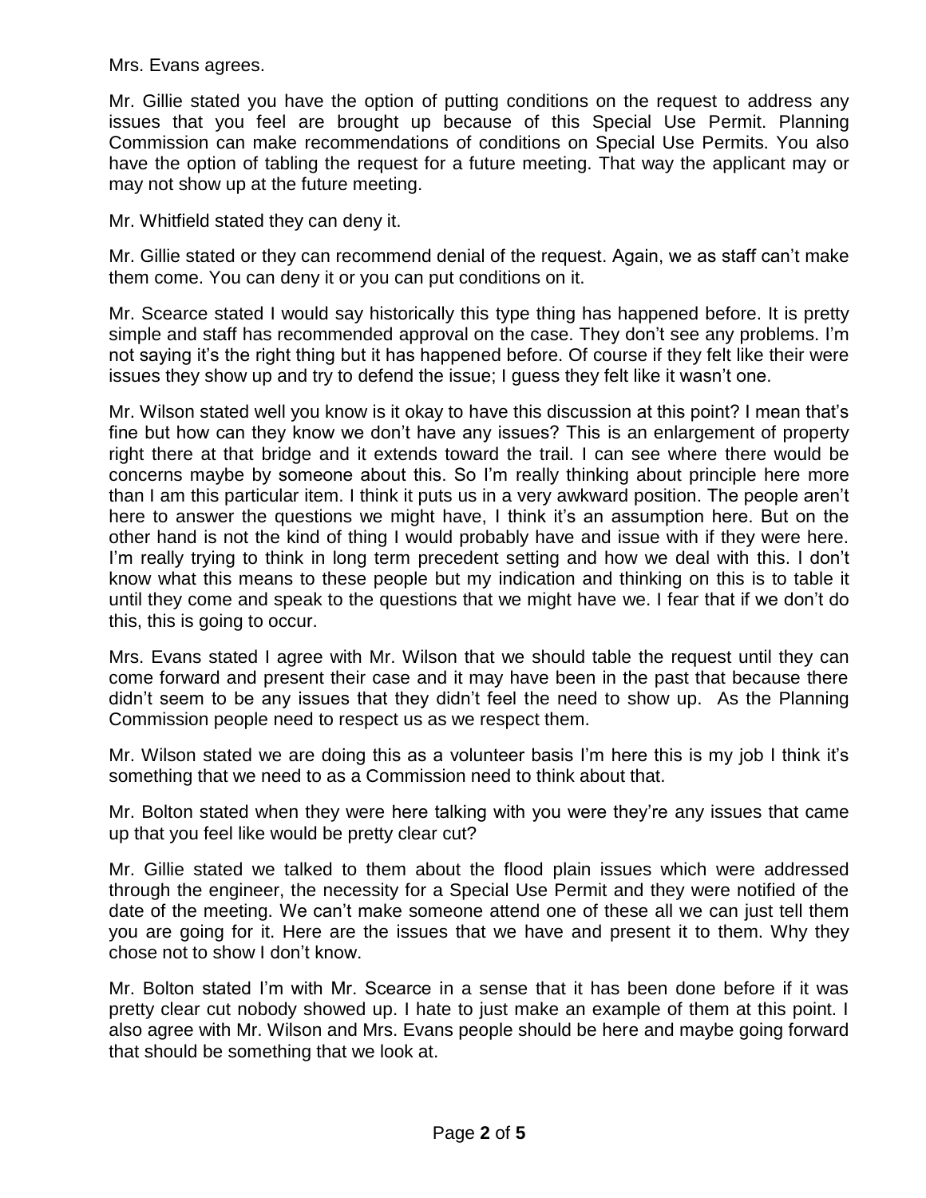Mrs. Evans agrees.

Mr. Gillie stated you have the option of putting conditions on the request to address any issues that you feel are brought up because of this Special Use Permit. Planning Commission can make recommendations of conditions on Special Use Permits. You also have the option of tabling the request for a future meeting. That way the applicant may or may not show up at the future meeting.

Mr. Whitfield stated they can deny it.

Mr. Gillie stated or they can recommend denial of the request. Again, we as staff can't make them come. You can deny it or you can put conditions on it.

Mr. Scearce stated I would say historically this type thing has happened before. It is pretty simple and staff has recommended approval on the case. They don't see any problems. I'm not saying it's the right thing but it has happened before. Of course if they felt like their were issues they show up and try to defend the issue; I guess they felt like it wasn't one.

Mr. Wilson stated well you know is it okay to have this discussion at this point? I mean that's fine but how can they know we don't have any issues? This is an enlargement of property right there at that bridge and it extends toward the trail. I can see where there would be concerns maybe by someone about this. So I'm really thinking about principle here more than I am this particular item. I think it puts us in a very awkward position. The people aren't here to answer the questions we might have, I think it's an assumption here. But on the other hand is not the kind of thing I would probably have and issue with if they were here. I'm really trying to think in long term precedent setting and how we deal with this. I don't know what this means to these people but my indication and thinking on this is to table it until they come and speak to the questions that we might have we. I fear that if we don't do this, this is going to occur.

Mrs. Evans stated I agree with Mr. Wilson that we should table the request until they can come forward and present their case and it may have been in the past that because there didn't seem to be any issues that they didn't feel the need to show up. As the Planning Commission people need to respect us as we respect them.

Mr. Wilson stated we are doing this as a volunteer basis I'm here this is my job I think it's something that we need to as a Commission need to think about that.

Mr. Bolton stated when they were here talking with you were they're any issues that came up that you feel like would be pretty clear cut?

Mr. Gillie stated we talked to them about the flood plain issues which were addressed through the engineer, the necessity for a Special Use Permit and they were notified of the date of the meeting. We can't make someone attend one of these all we can just tell them you are going for it. Here are the issues that we have and present it to them. Why they chose not to show I don't know.

Mr. Bolton stated I'm with Mr. Scearce in a sense that it has been done before if it was pretty clear cut nobody showed up. I hate to just make an example of them at this point. I also agree with Mr. Wilson and Mrs. Evans people should be here and maybe going forward that should be something that we look at.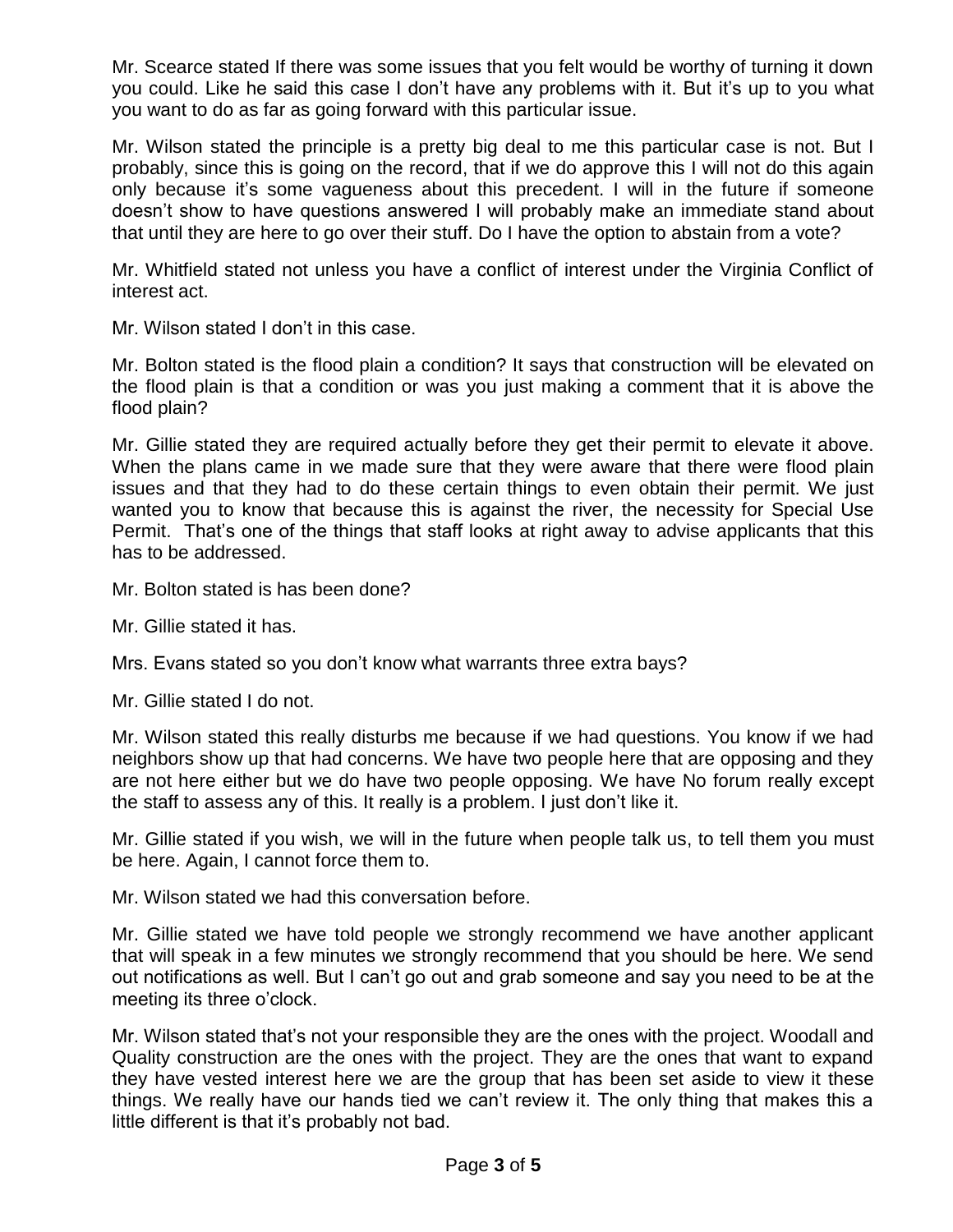Mr. Scearce stated If there was some issues that you felt would be worthy of turning it down you could. Like he said this case I don't have any problems with it. But it's up to you what you want to do as far as going forward with this particular issue.

Mr. Wilson stated the principle is a pretty big deal to me this particular case is not. But I probably, since this is going on the record, that if we do approve this I will not do this again only because it's some vagueness about this precedent. I will in the future if someone doesn't show to have questions answered I will probably make an immediate stand about that until they are here to go over their stuff. Do I have the option to abstain from a vote?

Mr. Whitfield stated not unless you have a conflict of interest under the Virginia Conflict of interest act.

Mr. Wilson stated I don't in this case.

Mr. Bolton stated is the flood plain a condition? It says that construction will be elevated on the flood plain is that a condition or was you just making a comment that it is above the flood plain?

Mr. Gillie stated they are required actually before they get their permit to elevate it above. When the plans came in we made sure that they were aware that there were flood plain issues and that they had to do these certain things to even obtain their permit. We just wanted you to know that because this is against the river, the necessity for Special Use Permit. That's one of the things that staff looks at right away to advise applicants that this has to be addressed.

Mr. Bolton stated is has been done?

Mr. Gillie stated it has.

Mrs. Evans stated so you don't know what warrants three extra bays?

Mr. Gillie stated I do not.

Mr. Wilson stated this really disturbs me because if we had questions. You know if we had neighbors show up that had concerns. We have two people here that are opposing and they are not here either but we do have two people opposing. We have No forum really except the staff to assess any of this. It really is a problem. I just don't like it.

Mr. Gillie stated if you wish, we will in the future when people talk us, to tell them you must be here. Again, I cannot force them to.

Mr. Wilson stated we had this conversation before.

Mr. Gillie stated we have told people we strongly recommend we have another applicant that will speak in a few minutes we strongly recommend that you should be here. We send out notifications as well. But I can't go out and grab someone and say you need to be at the meeting its three o'clock.

Mr. Wilson stated that's not your responsible they are the ones with the project. Woodall and Quality construction are the ones with the project. They are the ones that want to expand they have vested interest here we are the group that has been set aside to view it these things. We really have our hands tied we can't review it. The only thing that makes this a little different is that it's probably not bad.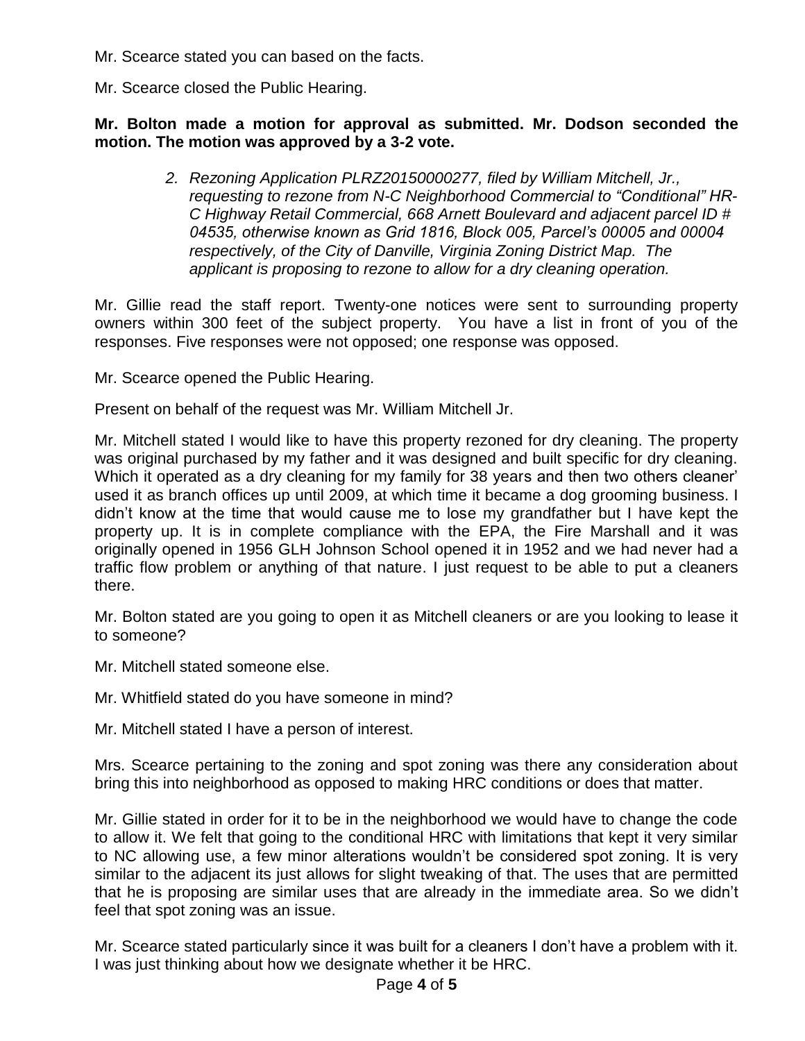Mr. Scearce stated you can based on the facts.

Mr. Scearce closed the Public Hearing.

**Mr. Bolton made a motion for approval as submitted. Mr. Dodson seconded the motion. The motion was approved by a 3-2 vote.**

> *2. Rezoning Application PLRZ20150000277, filed by William Mitchell, Jr., requesting to rezone from N-C Neighborhood Commercial to "Conditional" HR-C Highway Retail Commercial, 668 Arnett Boulevard and adjacent parcel ID # 04535, otherwise known as Grid 1816, Block 005, Parcel's 00005 and 00004 respectively, of the City of Danville, Virginia Zoning District Map. The applicant is proposing to rezone to allow for a dry cleaning operation.*

Mr. Gillie read the staff report. Twenty-one notices were sent to surrounding property owners within 300 feet of the subject property. You have a list in front of you of the responses. Five responses were not opposed; one response was opposed.

Mr. Scearce opened the Public Hearing.

Present on behalf of the request was Mr. William Mitchell Jr.

Mr. Mitchell stated I would like to have this property rezoned for dry cleaning. The property was original purchased by my father and it was designed and built specific for dry cleaning. Which it operated as a dry cleaning for my family for 38 years and then two others cleaner' used it as branch offices up until 2009, at which time it became a dog grooming business. I didn't know at the time that would cause me to lose my grandfather but I have kept the property up. It is in complete compliance with the EPA, the Fire Marshall and it was originally opened in 1956 GLH Johnson School opened it in 1952 and we had never had a traffic flow problem or anything of that nature. I just request to be able to put a cleaners there.

Mr. Bolton stated are you going to open it as Mitchell cleaners or are you looking to lease it to someone?

Mr. Mitchell stated someone else.

Mr. Whitfield stated do you have someone in mind?

Mr. Mitchell stated I have a person of interest.

Mrs. Scearce pertaining to the zoning and spot zoning was there any consideration about bring this into neighborhood as opposed to making HRC conditions or does that matter.

Mr. Gillie stated in order for it to be in the neighborhood we would have to change the code to allow it. We felt that going to the conditional HRC with limitations that kept it very similar to NC allowing use, a few minor alterations wouldn't be considered spot zoning. It is very similar to the adjacent its just allows for slight tweaking of that. The uses that are permitted that he is proposing are similar uses that are already in the immediate area. So we didn't feel that spot zoning was an issue.

Mr. Scearce stated particularly since it was built for a cleaners I don't have a problem with it. I was just thinking about how we designate whether it be HRC.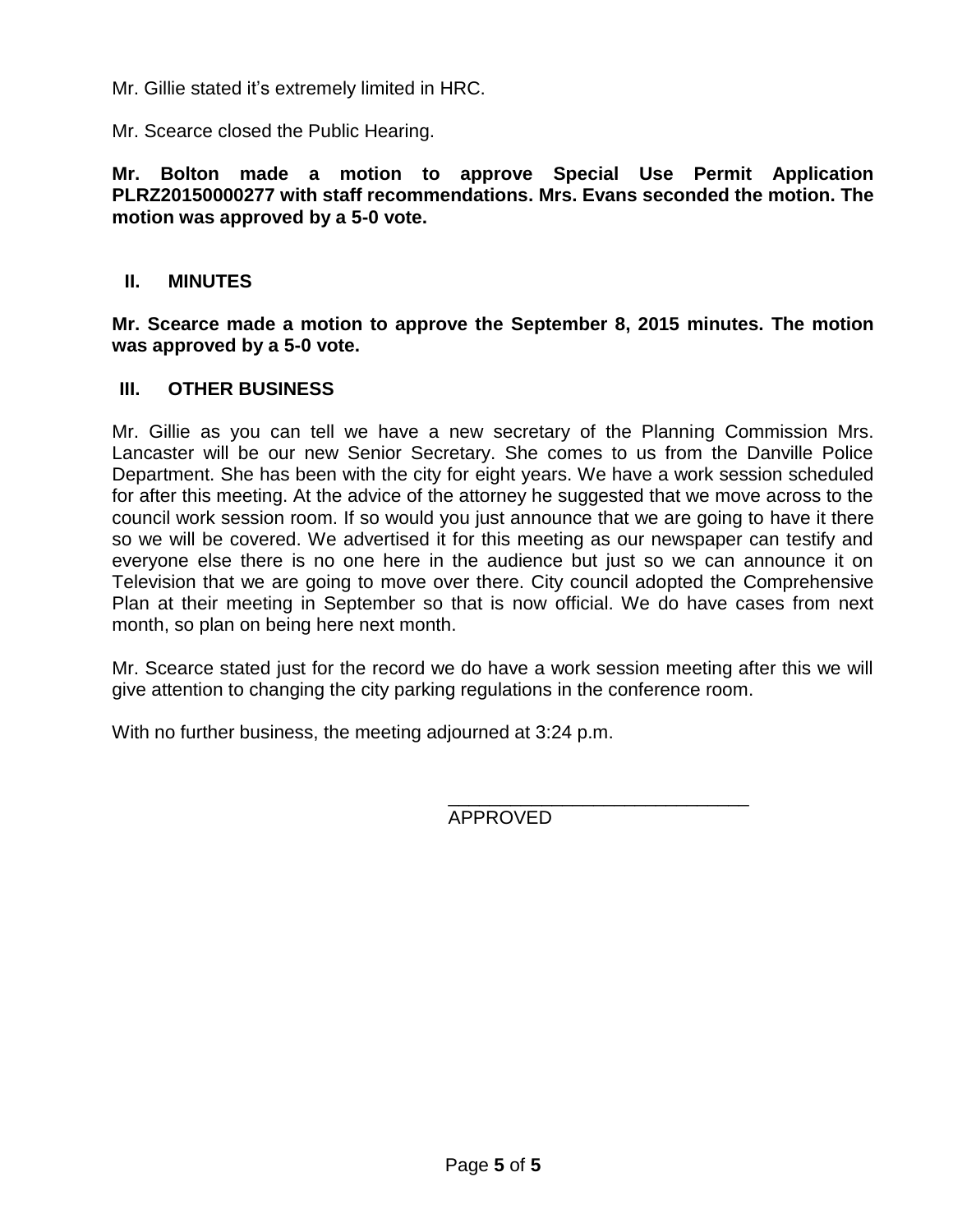Mr. Gillie stated it's extremely limited in HRC.

Mr. Scearce closed the Public Hearing.

**Mr. Bolton made a motion to approve Special Use Permit Application PLRZ20150000277 with staff recommendations. Mrs. Evans seconded the motion. The motion was approved by a 5-0 vote.**

## II. MINUTES

**Mr. Scearce made a motion to approve the September 8, 2015 minutes. The motion was approved by a 5-0 vote.**

## III. OTHER BUSINESS

Mr. Gillie as you can tell we have a new secretary of the Planning Commission Mrs. Lancaster will be our new Senior Secretary. She comes to us from the Danville Police Department. She has been with the city for eight years. We have a work session scheduled for after this meeting. At the advice of the attorney he suggested that we move across to the council work session room. If so would you just announce that we are going to have it there so we will be covered. We advertised it for this meeting as our newspaper can testify and everyone else there is no one here in the audience but just so we can announce it on Television that we are going to move over there. City council adopted the Comprehensive Plan at their meeting in September so that is now official. We do have cases from next month, so plan on being here next month.

Mr. Scearce stated just for the record we do have a work session meeting after this we will give attention to changing the city parking regulations in the conference room.

With no further business, the meeting adjourned at 3:24 p.m.

\_\_\_\_\_\_\_\_\_\_\_\_\_\_\_\_\_\_\_\_\_\_\_\_\_\_\_\_\_\_
APPROVED